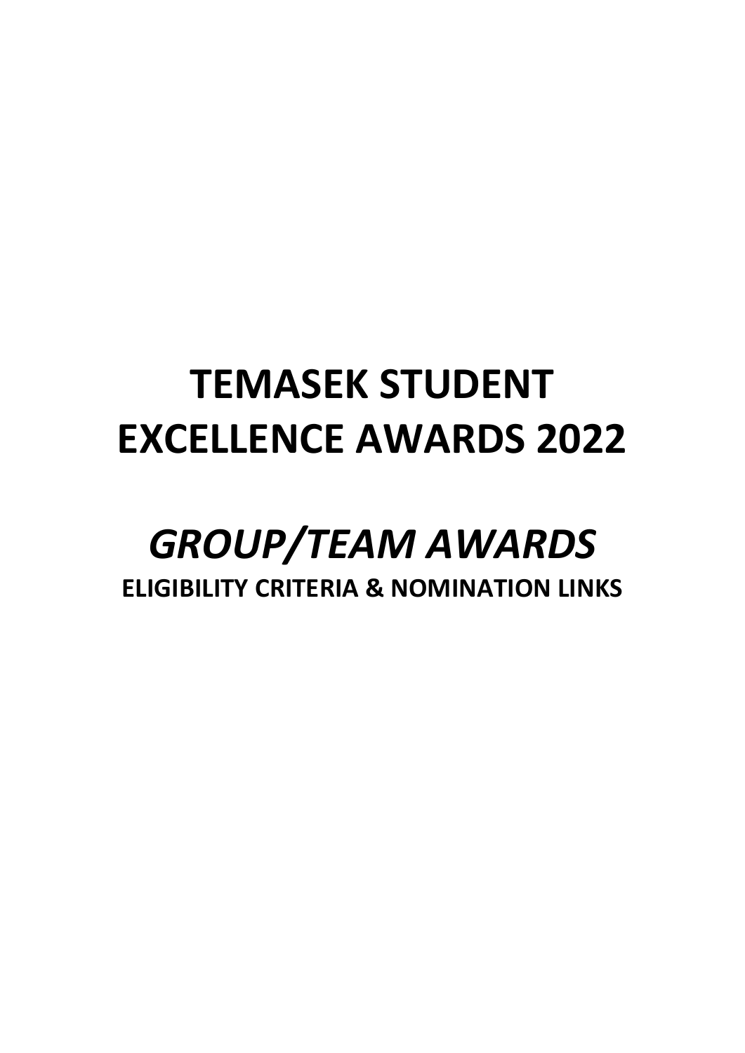# TEMASEK STUDENT EXCELLENCE AWARDS 2022

## *GROUP/TEAM AWARDS*

**ELIGIBILITY CRITERIA & NOMINATION LINKS**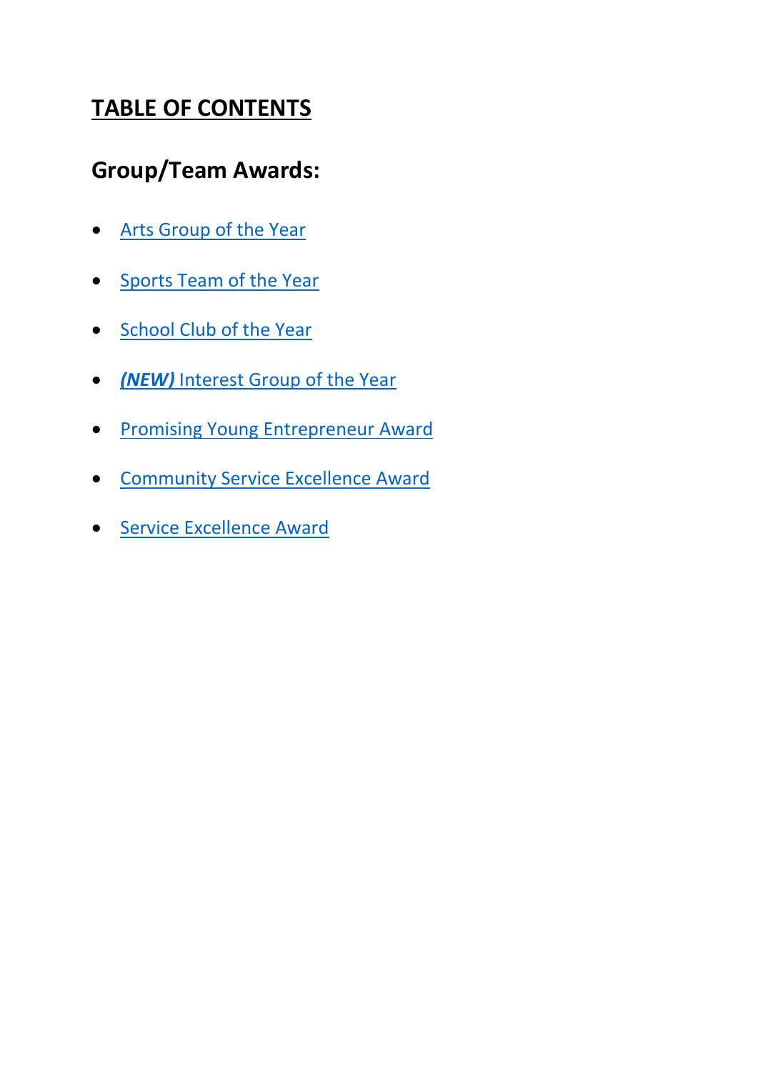# TABLE OF CONTENTS

## Group/Team Awards:

- Arts Group of the Year
- Sports Team of the Year
- School Club of the Year
- ***(NEW)*** Interest Group of the Year
- Promising Young Entrepreneur Award
- Community Service Excellence Award
- Service Excellence Award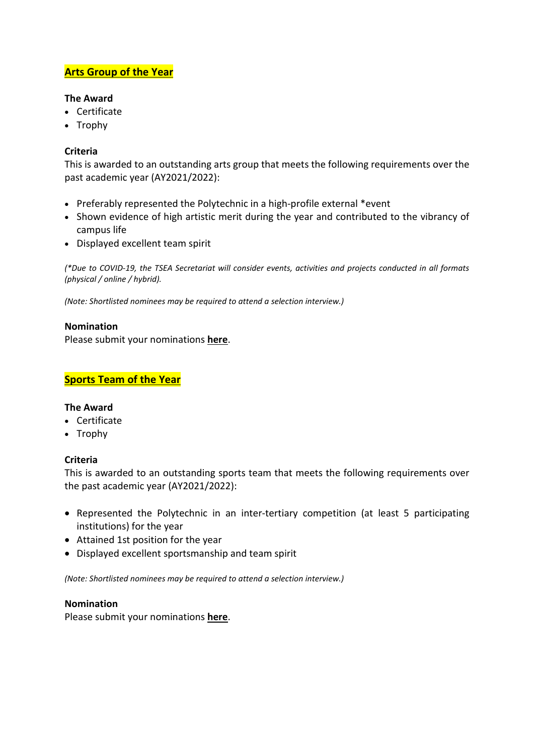## Arts Group of the Year

**The Award**
- Certificate
- Trophy

**Criteria**
This is awarded to an outstanding arts group that meets the following requirements over the past academic year (AY2021/2022):

- Preferably represented the Polytechnic in a high-profile external *event
- Shown evidence of high artistic merit during the year and contributed to the vibrancy of campus life
- Displayed excellent team spirit

*(*Due to COVID-19, the TSEA Secretariat will consider events, activities and projects conducted in all formats (physical / online / hybrid).*

*(Note: Shortlisted nominees may be required to attend a selection interview.)*

**Nomination**
Please submit your nominations **here**.

## Sports Team of the Year

**The Award**
- Certificate
- Trophy

**Criteria**
This is awarded to an outstanding sports team that meets the following requirements over the past academic year (AY2021/2022):

- Represented the Polytechnic in an inter-tertiary competition (at least 5 participating institutions) for the year
- Attained 1st position for the year
- Displayed excellent sportsmanship and team spirit

*(Note: Shortlisted nominees may be required to attend a selection interview.)*

**Nomination**
Please submit your nominations **here**.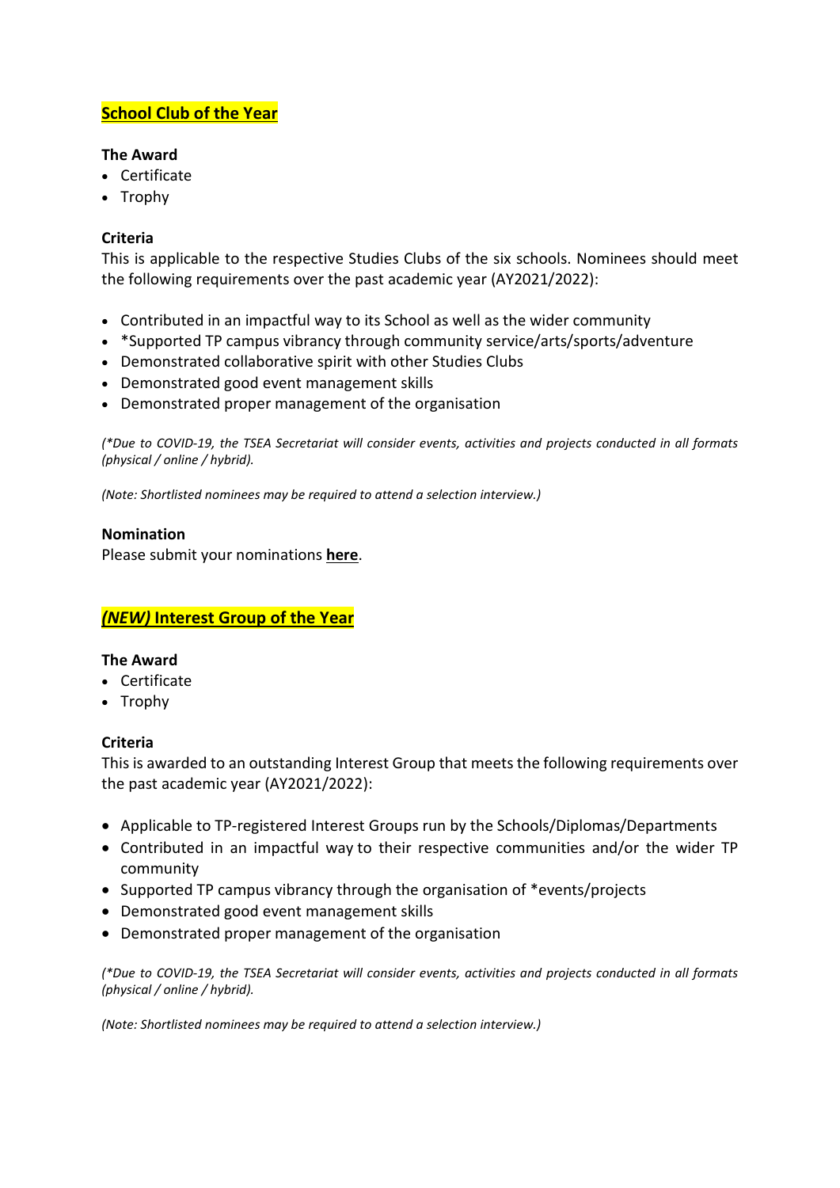## School Club of the Year

**The Award**

- Certificate
- Trophy

**Criteria**

This is applicable to the respective Studies Clubs of the six schools. Nominees should meet the following requirements over the past academic year (AY2021/2022):

- Contributed in an impactful way to its School as well as the wider community
- *Supported TP campus vibrancy through community service/arts/sports/adventure
- Demonstrated collaborative spirit with other Studies Clubs
- Demonstrated good event management skills
- Demonstrated proper management of the organisation

*(*Due to COVID-19, the TSEA Secretariat will consider events, activities and projects conducted in all formats (physical / online / hybrid).*

*(Note: Shortlisted nominees may be required to attend a selection interview.)*

**Nomination**

Please submit your nominations **here**.

## *(NEW)* Interest Group of the Year

**The Award**

- Certificate
- Trophy

**Criteria**

This is awarded to an outstanding Interest Group that meets the following requirements over the past academic year (AY2021/2022):

- Applicable to TP-registered Interest Groups run by the Schools/Diplomas/Departments
- Contributed in an impactful way to their respective communities and/or the wider TP community
- Supported TP campus vibrancy through the organisation of *events/projects
- Demonstrated good event management skills
- Demonstrated proper management of the organisation

*(*Due to COVID-19, the TSEA Secretariat will consider events, activities and projects conducted in all formats (physical / online / hybrid).*

*(Note: Shortlisted nominees may be required to attend a selection interview.)*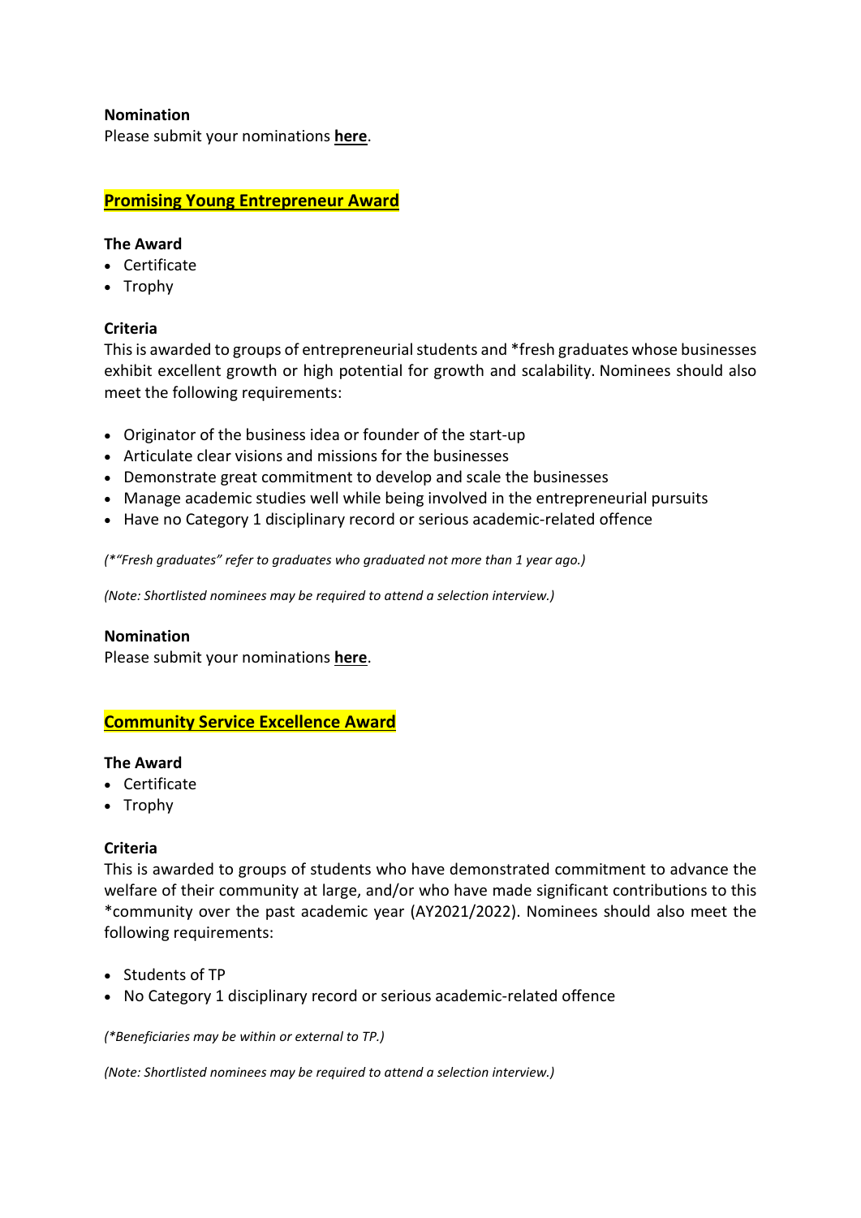**Nomination**
Please submit your nominations **here**.

## Promising Young Entrepreneur Award

**The Award**
- Certificate
- Trophy

**Criteria**
This is awarded to groups of entrepreneurial students and *fresh graduates whose businesses exhibit excellent growth or high potential for growth and scalability. Nominees should also meet the following requirements:

- Originator of the business idea or founder of the start-up
- Articulate clear visions and missions for the businesses
- Demonstrate great commitment to develop and scale the businesses
- Manage academic studies well while being involved in the entrepreneurial pursuits
- Have no Category 1 disciplinary record or serious academic-related offence

*(*"Fresh graduates" refer to graduates who graduated not more than 1 year ago.)*

*(Note: Shortlisted nominees may be required to attend a selection interview.)*

**Nomination**
Please submit your nominations **here**.

## Community Service Excellence Award

**The Award**
- Certificate
- Trophy

**Criteria**
This is awarded to groups of students who have demonstrated commitment to advance the welfare of their community at large, and/or who have made significant contributions to this *community over the past academic year (AY2021/2022). Nominees should also meet the following requirements:

- Students of TP
- No Category 1 disciplinary record or serious academic-related offence

*(*Beneficiaries may be within or external to TP.)*

*(Note: Shortlisted nominees may be required to attend a selection interview.)*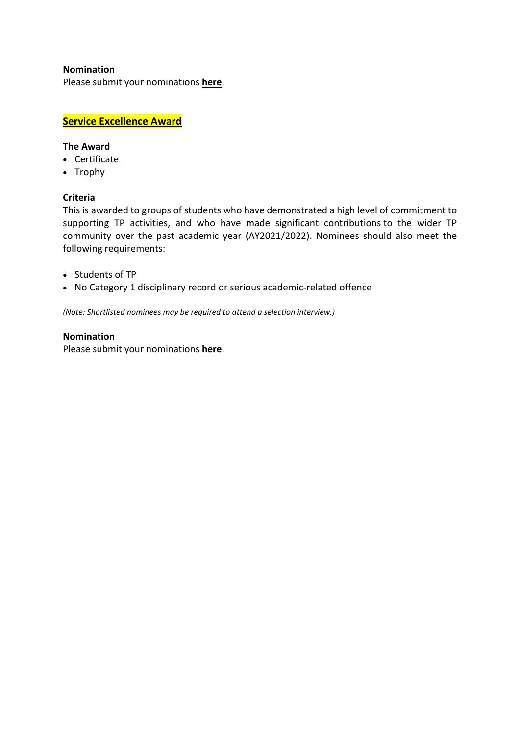**Nomination**

Please submit your nominations **here**.

## Service Excellence Award

**The Award**

- Certificate
- Trophy

**Criteria**

This is awarded to groups of students who have demonstrated a high level of commitment to supporting TP activities, and who have made significant contributions to the wider TP community over the past academic year (AY2021/2022). Nominees should also meet the following requirements:

- Students of TP
- No Category 1 disciplinary record or serious academic-related offence

*(Note: Shortlisted nominees may be required to attend a selection interview.)*

**Nomination**

Please submit your nominations **here**.